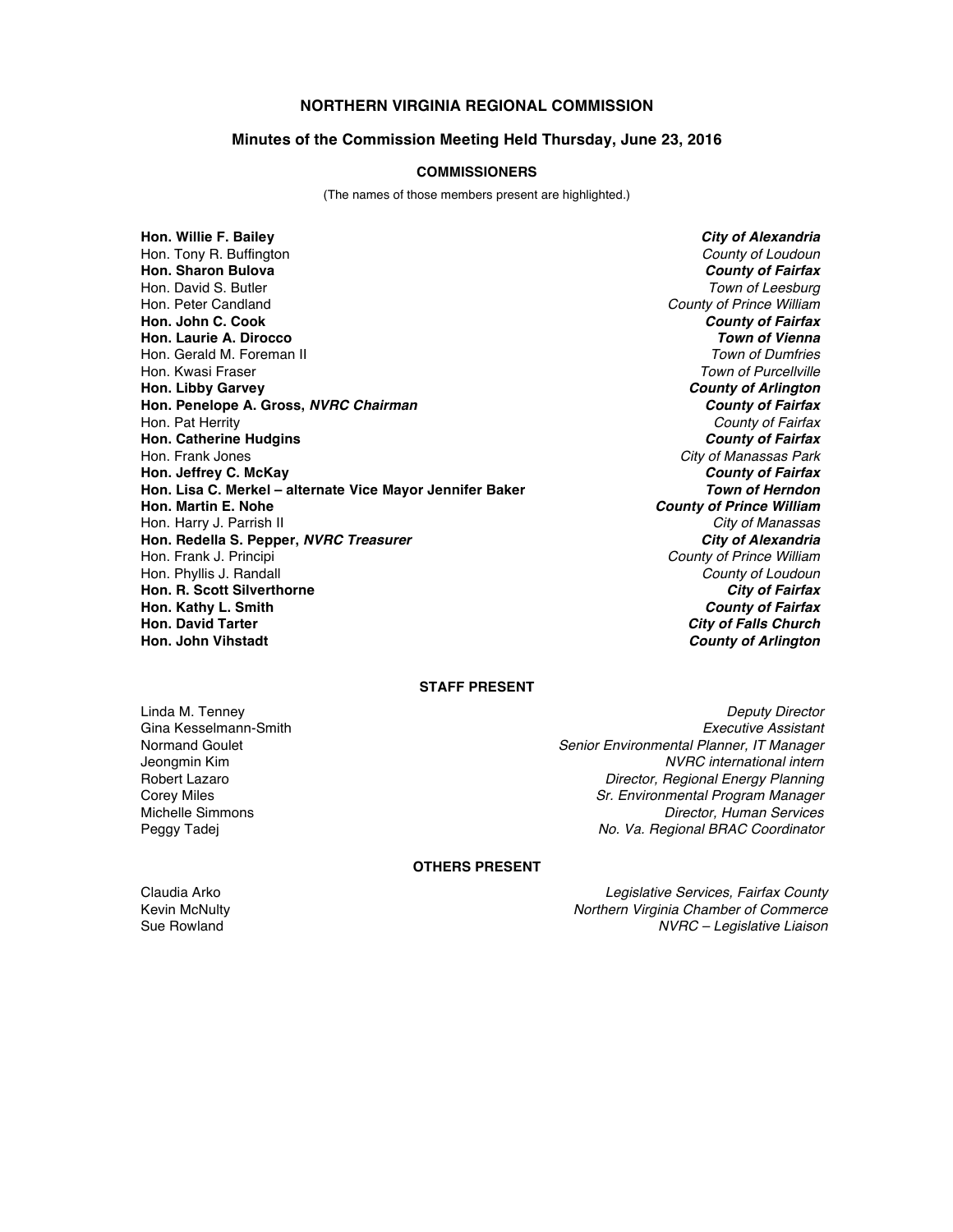# NORTHERN VIRGINIA REGIONAL COMMISSION

## Minutes of the Commission Meeting Held Thursday, June 23, 2016

### COMMISSIONERS

(The names of those members present are highlighted.)

| | |
|---|---|
| **Hon. Willie F. Bailey** | ***City of Alexandria*** |
| Hon. Tony R. Buffington | *County of Loudoun* |
| **Hon. Sharon Bulova** | ***County of Fairfax*** |
| Hon. David S. Butler | *Town of Leesburg* |
| Hon. Peter Candland | *County of Prince William* |
| **Hon. John C. Cook** | ***County of Fairfax*** |
| **Hon. Laurie A. Dirocco** | ***Town of Vienna*** |
| Hon. Gerald M. Foreman II | *Town of Dumfries* |
| Hon. Kwasi Fraser | *Town of Purcellville* |
| **Hon. Libby Garvey** | ***County of Arlington*** |
| **Hon. Penelope A. Gross, *NVRC Chairman*** | ***County of Fairfax*** |
| Hon. Pat Herrity | *County of Fairfax* |
| **Hon. Catherine Hudgins** | ***County of Fairfax*** |
| Hon. Frank Jones | *City of Manassas Park* |
| **Hon. Jeffrey C. McKay** | ***County of Fairfax*** |
| **Hon. Lisa C. Merkel – alternate Vice Mayor Jennifer Baker** | ***Town of Herndon*** |
| **Hon. Martin E. Nohe** | ***County of Prince William*** |
| Hon. Harry J. Parrish II | *City of Manassas* |
| **Hon. Redella S. Pepper, *NVRC Treasurer*** | ***City of Alexandria*** |
| Hon. Frank J. Principi | *County of Prince William* |
| Hon. Phyllis J. Randall | *County of Loudoun* |
| **Hon. R. Scott Silverthorne** | ***City of Fairfax*** |
| **Hon. Kathy L. Smith** | ***County of Fairfax*** |
| **Hon. David Tarter** | ***City of Falls Church*** |
| **Hon. John Vihstadt** | ***County of Arlington*** |

### STAFF PRESENT

| | |
|---|---|
| Linda M. Tenney | *Deputy Director* |
| Gina Kesselmann-Smith | *Executive Assistant* |
| Normand Goulet | *Senior Environmental Planner, IT Manager* |
| Jeongmin Kim | *NVRC international intern* |
| Robert Lazaro | *Director, Regional Energy Planning* |
| Corey Miles | *Sr. Environmental Program Manager* |
| Michelle Simmons | *Director, Human Services* |
| Peggy Tadej | *No. Va. Regional BRAC Coordinator* |

### OTHERS PRESENT

| | |
|---|---|
| Claudia Arko | *Legislative Services, Fairfax County* |
| Kevin McNulty | *Northern Virginia Chamber of Commerce* |
| Sue Rowland | *NVRC – Legislative Liaison* |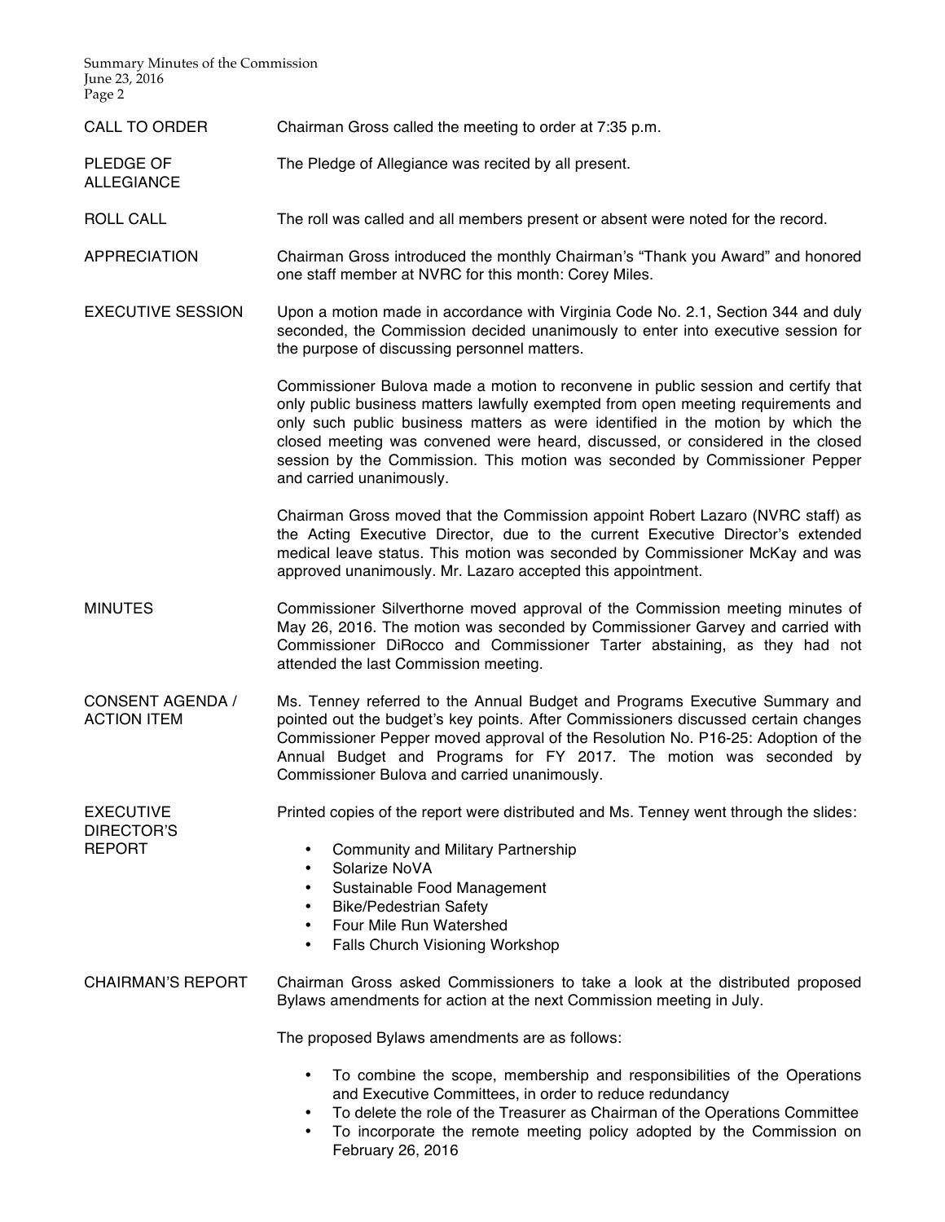**CALL TO ORDER**

Chairman Gross called the meeting to order at 7:35 p.m.

**PLEDGE OF ALLEGIANCE**

The Pledge of Allegiance was recited by all present.

**ROLL CALL**

The roll was called and all members present or absent were noted for the record.

**APPRECIATION**

Chairman Gross introduced the monthly Chairman's "Thank you Award" and honored one staff member at NVRC for this month: Corey Miles.

**EXECUTIVE SESSION**

Upon a motion made in accordance with Virginia Code No. 2.1, Section 344 and duly seconded, the Commission decided unanimously to enter into executive session for the purpose of discussing personnel matters.

Commissioner Bulova made a motion to reconvene in public session and certify that only public business matters lawfully exempted from open meeting requirements and only such public business matters as were identified in the motion by which the closed meeting was convened were heard, discussed, or considered in the closed session by the Commission. This motion was seconded by Commissioner Pepper and carried unanimously.

Chairman Gross moved that the Commission appoint Robert Lazaro (NVRC staff) as the Acting Executive Director, due to the current Executive Director's extended medical leave status. This motion was seconded by Commissioner McKay and was approved unanimously. Mr. Lazaro accepted this appointment.

**MINUTES**

Commissioner Silverthorne moved approval of the Commission meeting minutes of May 26, 2016. The motion was seconded by Commissioner Garvey and carried with Commissioner DiRocco and Commissioner Tarter abstaining, as they had not attended the last Commission meeting.

**CONSENT AGENDA / ACTION ITEM**

Ms. Tenney referred to the Annual Budget and Programs Executive Summary and pointed out the budget's key points. After Commissioners discussed certain changes Commissioner Pepper moved approval of the Resolution No. P16-25: Adoption of the Annual Budget and Programs for FY 2017. The motion was seconded by Commissioner Bulova and carried unanimously.

**EXECUTIVE DIRECTOR'S REPORT**

Printed copies of the report were distributed and Ms. Tenney went through the slides:

- Community and Military Partnership
- Solarize NoVA
- Sustainable Food Management
- Bike/Pedestrian Safety
- Four Mile Run Watershed
- Falls Church Visioning Workshop

**CHAIRMAN'S REPORT**

Chairman Gross asked Commissioners to take a look at the distributed proposed Bylaws amendments for action at the next Commission meeting in July.

The proposed Bylaws amendments are as follows:

- To combine the scope, membership and responsibilities of the Operations and Executive Committees, in order to reduce redundancy
- To delete the role of the Treasurer as Chairman of the Operations Committee
- To incorporate the remote meeting policy adopted by the Commission on February 26, 2016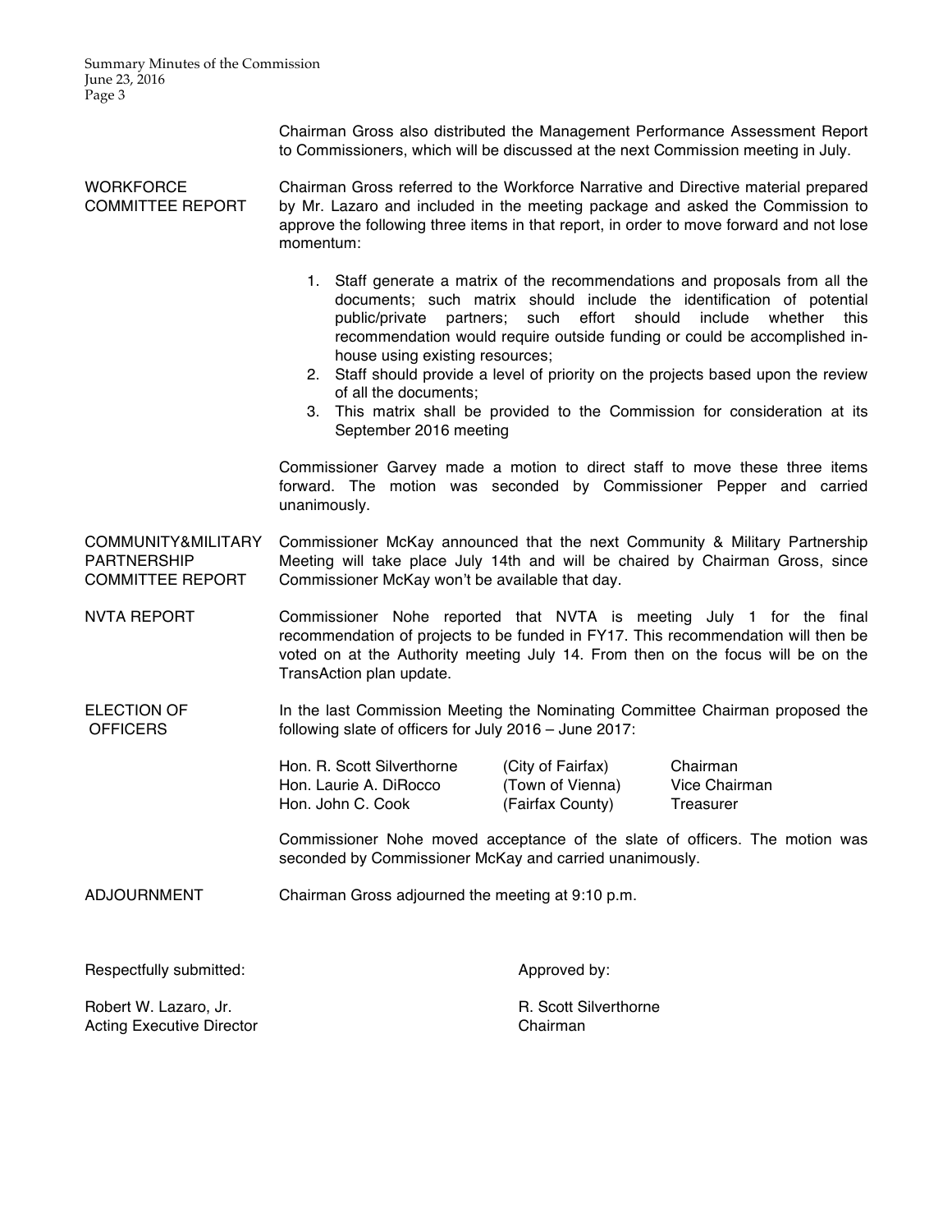Chairman Gross also distributed the Management Performance Assessment Report to Commissioners, which will be discussed at the next Commission meeting in July.

**WORKFORCE COMMITTEE REPORT**

Chairman Gross referred to the Workforce Narrative and Directive material prepared by Mr. Lazaro and included in the meeting package and asked the Commission to approve the following three items in that report, in order to move forward and not lose momentum:

1. Staff generate a matrix of the recommendations and proposals from all the documents; such matrix should include the identification of potential public/private partners; such effort should include whether this recommendation would require outside funding or could be accomplished in-house using existing resources;
2. Staff should provide a level of priority on the projects based upon the review of all the documents;
3. This matrix shall be provided to the Commission for consideration at its September 2016 meeting

Commissioner Garvey made a motion to direct staff to move these three items forward. The motion was seconded by Commissioner Pepper and carried unanimously.

**COMMUNITY&MILITARY PARTNERSHIP COMMITTEE REPORT**

Commissioner McKay announced that the next Community & Military Partnership Meeting will take place July 14th and will be chaired by Chairman Gross, since Commissioner McKay won't be available that day.

**NVTA REPORT**

Commissioner Nohe reported that NVTA is meeting July 1 for the final recommendation of projects to be funded in FY17. This recommendation will then be voted on at the Authority meeting July 14. From then on the focus will be on the TransAction plan update.

**ELECTION OF OFFICERS**

In the last Commission Meeting the Nominating Committee Chairman proposed the following slate of officers for July 2016 – June 2017:

| | | |
|---|---|---|
| Hon. R. Scott Silverthorne | (City of Fairfax) | Chairman |
| Hon. Laurie A. DiRocco | (Town of Vienna) | Vice Chairman |
| Hon. John C. Cook | (Fairfax County) | Treasurer |

Commissioner Nohe moved acceptance of the slate of officers. The motion was seconded by Commissioner McKay and carried unanimously.

**ADJOURNMENT**

Chairman Gross adjourned the meeting at 9:10 p.m.

Respectfully submitted:

Robert W. Lazaro, Jr.
Acting Executive Director

Approved by:

R. Scott Silverthorne
Chairman